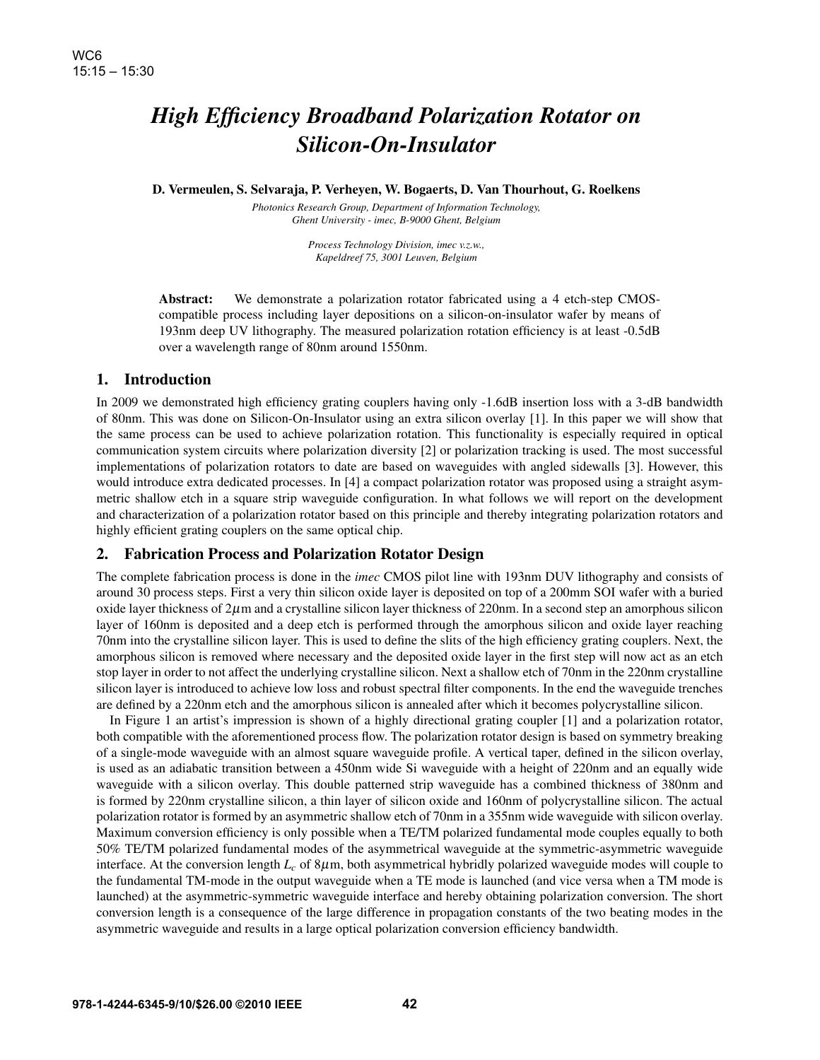# High Efficiency Broadband Polarization Rotator on Silicon-On-Insulator

**D. Vermeulen, S. Selvaraja, P. Verheyen, W. Bogaerts, D. Van Thourhout, G. Roelkens**

*Photonics Research Group, Department of Information Technology, Ghent University - imec, B-9000 Ghent, Belgium*

*Process Technology Division, imec v.z.w., Kapeldreef 75, 3001 Leuven, Belgium*

**Abstract:** We demonstrate a polarization rotator fabricated using a 4 etch-step CMOS-compatible process including layer depositions on a silicon-on-insulator wafer by means of 193nm deep UV lithography. The measured polarization rotation efficiency is at least -0.5dB over a wavelength range of 80nm around 1550nm.

## 1. Introduction

In 2009 we demonstrated high efficiency grating couplers having only -1.6dB insertion loss with a 3-dB bandwidth of 80nm. This was done on Silicon-On-Insulator using an extra silicon overlay [1]. In this paper we will show that the same process can be used to achieve polarization rotation. This functionality is especially required in optical communication system circuits where polarization diversity [2] or polarization tracking is used. The most successful implementations of polarization rotators to date are based on waveguides with angled sidewalls [3]. However, this would introduce extra dedicated processes. In [4] a compact polarization rotator was proposed using a straight asymmetric shallow etch in a square strip waveguide configuration. In what follows we will report on the development and characterization of a polarization rotator based on this principle and thereby integrating polarization rotators and highly efficient grating couplers on the same optical chip.

## 2. Fabrication Process and Polarization Rotator Design

The complete fabrication process is done in the *imec* CMOS pilot line with 193nm DUV lithography and consists of around 30 process steps. First a very thin silicon oxide layer is deposited on top of a 200mm SOI wafer with a buried oxide layer thickness of 2$\mu$m and a crystalline silicon layer thickness of 220nm. In a second step an amorphous silicon layer of 160nm is deposited and a deep etch is performed through the amorphous silicon and oxide layer reaching 70nm into the crystalline silicon layer. This is used to define the slits of the high efficiency grating couplers. Next, the amorphous silicon is removed where necessary and the deposited oxide layer in the first step will now act as an etch stop layer in order to not affect the underlying crystalline silicon. Next a shallow etch of 70nm in the 220nm crystalline silicon layer is introduced to achieve low loss and robust spectral filter components. In the end the waveguide trenches are defined by a 220nm etch and the amorphous silicon is annealed after which it becomes polycrystalline silicon.

In Figure 1 an artist's impression is shown of a highly directional grating coupler [1] and a polarization rotator, both compatible with the aforementioned process flow. The polarization rotator design is based on symmetry breaking of a single-mode waveguide with an almost square waveguide profile. A vertical taper, defined in the silicon overlay, is used as an adiabatic transition between a 450nm wide Si waveguide with a height of 220nm and an equally wide waveguide with a silicon overlay. This double patterned strip waveguide has a combined thickness of 380nm and is formed by 220nm crystalline silicon, a thin layer of silicon oxide and 160nm of polycrystalline silicon. The actual polarization rotator is formed by an asymmetric shallow etch of 70nm in a 355nm wide waveguide with silicon overlay. Maximum conversion efficiency is only possible when a TE/TM polarized fundamental mode couples equally to both 50% TE/TM polarized fundamental modes of the asymmetrical waveguide at the symmetric-asymmetric waveguide interface. At the conversion length $L_c$ of 8$\mu$m, both asymmetrical hybridly polarized waveguide modes will couple to the fundamental TM-mode in the output waveguide when a TE mode is launched (and vice versa when a TM mode is launched) at the asymmetric-symmetric waveguide interface and hereby obtaining polarization conversion. The short conversion length is a consequence of the large difference in propagation constants of the two beating modes in the asymmetric waveguide and results in a large optical polarization conversion efficiency bandwidth.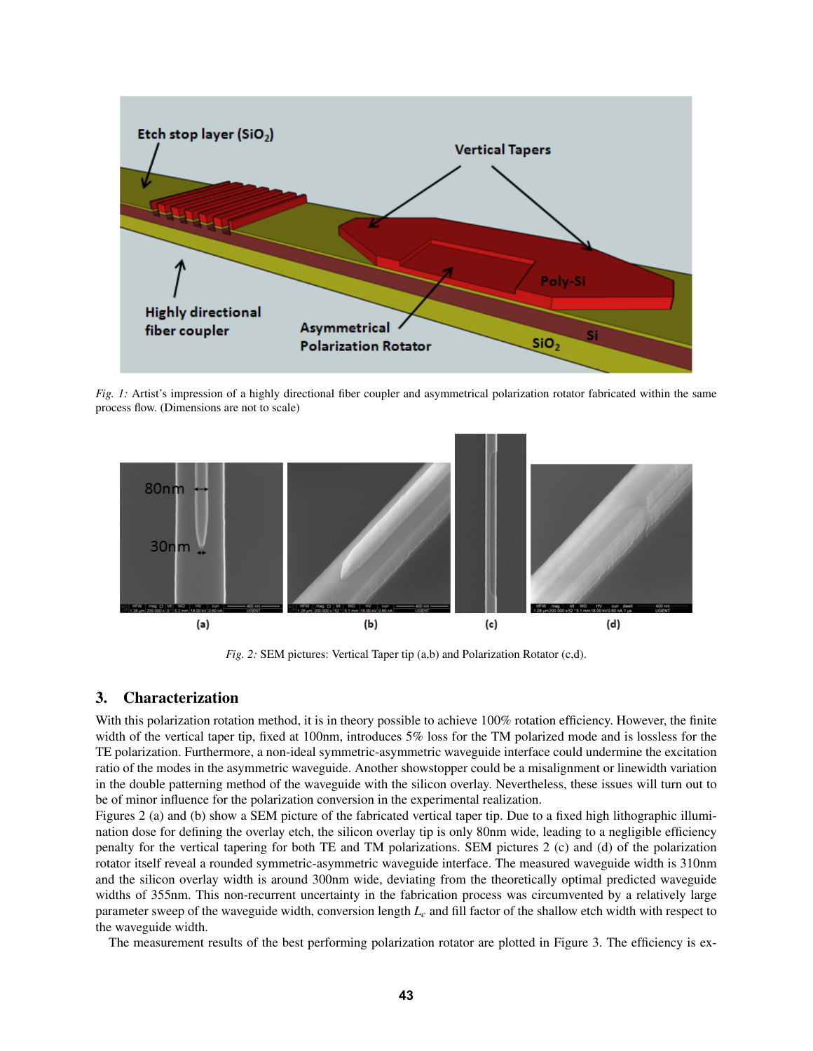*Fig. 1:* Artist's impression of a highly directional fiber coupler and asymmetrical polarization rotator fabricated within the same process flow. (Dimensions are not to scale)

*Fig. 2:* SEM pictures: Vertical Taper tip (a,b) and Polarization Rotator (c,d).

## 3. Characterization

With this polarization rotation method, it is in theory possible to achieve 100% rotation efficiency. However, the finite width of the vertical taper tip, fixed at 100nm, introduces 5% loss for the TM polarized mode and is lossless for the TE polarization. Furthermore, a non-ideal symmetric-asymmetric waveguide interface could undermine the excitation ratio of the modes in the asymmetric waveguide. Another showstopper could be a misalignment or linewidth variation in the double patterning method of the waveguide with the silicon overlay. Nevertheless, these issues will turn out to be of minor influence for the polarization conversion in the experimental realization.

Figures 2 (a) and (b) show a SEM picture of the fabricated vertical taper tip. Due to a fixed high lithographic illumination dose for defining the overlay etch, the silicon overlay tip is only 80nm wide, leading to a negligible efficiency penalty for the vertical tapering for both TE and TM polarizations. SEM pictures 2 (c) and (d) of the polarization rotator itself reveal a rounded symmetric-asymmetric waveguide interface. The measured waveguide width is 310nm and the silicon overlay width is around 300nm wide, deviating from the theoretically optimal predicted waveguide widths of 355nm. This non-recurrent uncertainty in the fabrication process was circumvented by a relatively large parameter sweep of the waveguide width, conversion length $L_c$ and fill factor of the shallow etch width with respect to the waveguide width.

The measurement results of the best performing polarization rotator are plotted in Figure 3. The efficiency is ex-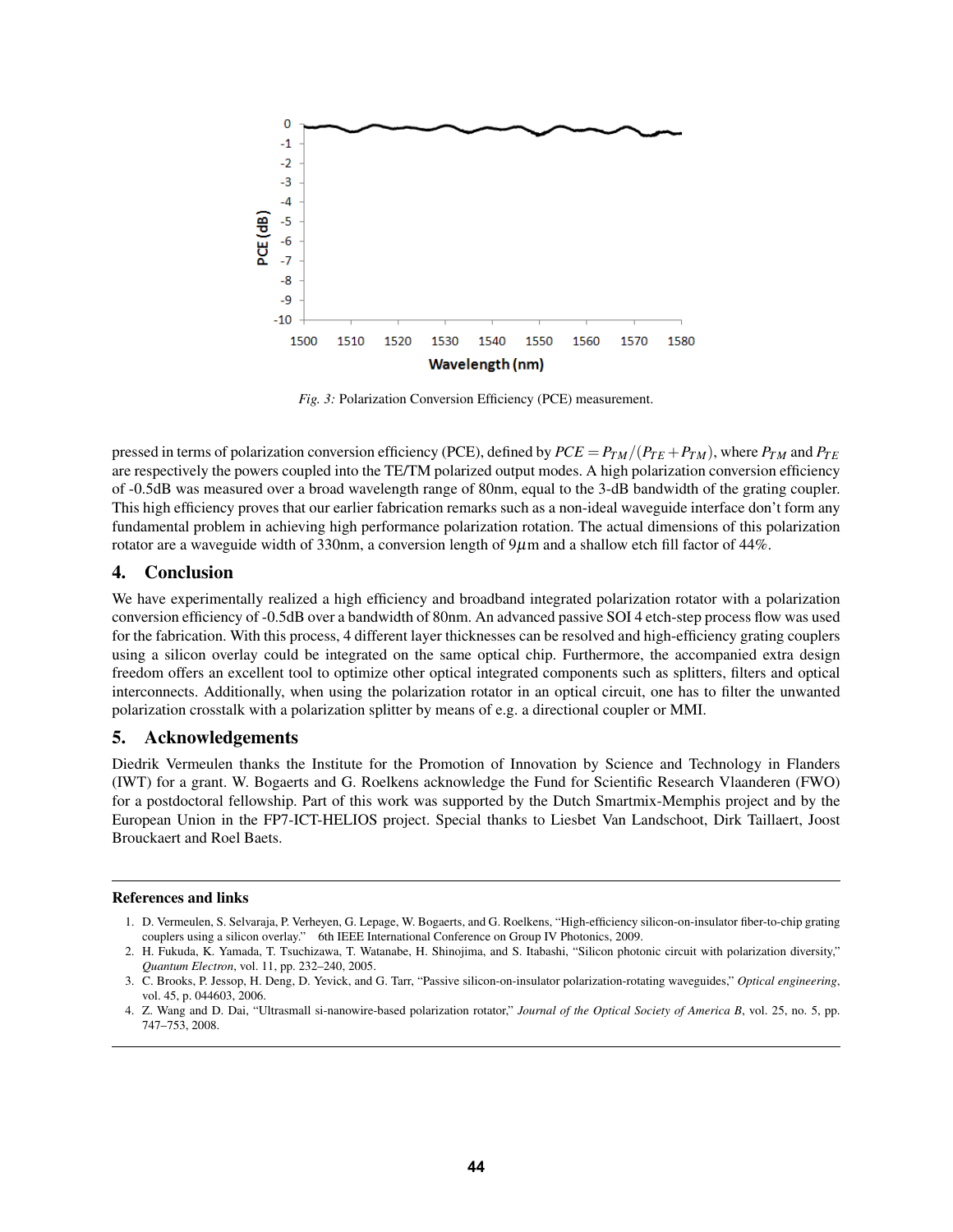0
-1
-2
-3
-4
-5
-6
-7
-8
-9
-10

PCE (dB)

1500 1510 1520 1530 1540 1550 1560 1570 1580

Wavelength (nm)

*Fig. 3:* Polarization Conversion Efficiency (PCE) measurement.

pressed in terms of polarization conversion efficiency (PCE), defined by $PCE = P_{TM}/(P_{TE} + P_{TM})$, where $P_{TM}$ and $P_{TE}$ are respectively the powers coupled into the TE/TM polarized output modes. A high polarization conversion efficiency of -0.5dB was measured over a broad wavelength range of 80nm, equal to the 3-dB bandwidth of the grating coupler. This high efficiency proves that our earlier fabrication remarks such as a non-ideal waveguide interface don't form any fundamental problem in achieving high performance polarization rotation. The actual dimensions of this polarization rotator are a waveguide width of 330nm, a conversion length of 9$\mu$m and a shallow etch fill factor of 44%.

## 4. Conclusion

We have experimentally realized a high efficiency and broadband integrated polarization rotator with a polarization conversion efficiency of -0.5dB over a bandwidth of 80nm. An advanced passive SOI 4 etch-step process flow was used for the fabrication. With this process, 4 different layer thicknesses can be resolved and high-efficiency grating couplers using a silicon overlay could be integrated on the same optical chip. Furthermore, the accompanied extra design freedom offers an excellent tool to optimize other optical integrated components such as splitters, filters and optical interconnects. Additionally, when using the polarization rotator in an optical circuit, one has to filter the unwanted polarization crosstalk with a polarization splitter by means of e.g. a directional coupler or MMI.

## 5. Acknowledgements

Diedrik Vermeulen thanks the Institute for the Promotion of Innovation by Science and Technology in Flanders (IWT) for a grant. W. Bogaerts and G. Roelkens acknowledge the Fund for Scientific Research Vlaanderen (FWO) for a postdoctoral fellowship. Part of this work was supported by the Dutch Smartmix-Memphis project and by the European Union in the FP7-ICT-HELIOS project. Special thanks to Liesbet Van Landschoot, Dirk Taillaert, Joost Brouckaert and Roel Baets.

### References and links

1. D. Vermeulen, S. Selvaraja, P. Verheyen, G. Lepage, W. Bogaerts, and G. Roelkens, "High-efficiency silicon-on-insulator fiber-to-chip grating couplers using a silicon overlay." 6th IEEE International Conference on Group IV Photonics, 2009.
2. H. Fukuda, K. Yamada, T. Tsuchizawa, T. Watanabe, H. Shinojima, and S. Itabashi, "Silicon photonic circuit with polarization diversity," *Quantum Electron*, vol. 11, pp. 232–240, 2005.
3. C. Brooks, P. Jessop, H. Deng, D. Yevick, and G. Tarr, "Passive silicon-on-insulator polarization-rotating waveguides," *Optical engineering*, vol. 45, p. 044603, 2006.
4. Z. Wang and D. Dai, "Ultrasmall si-nanowire-based polarization rotator," *Journal of the Optical Society of America B*, vol. 25, no. 5, pp. 747–753, 2008.